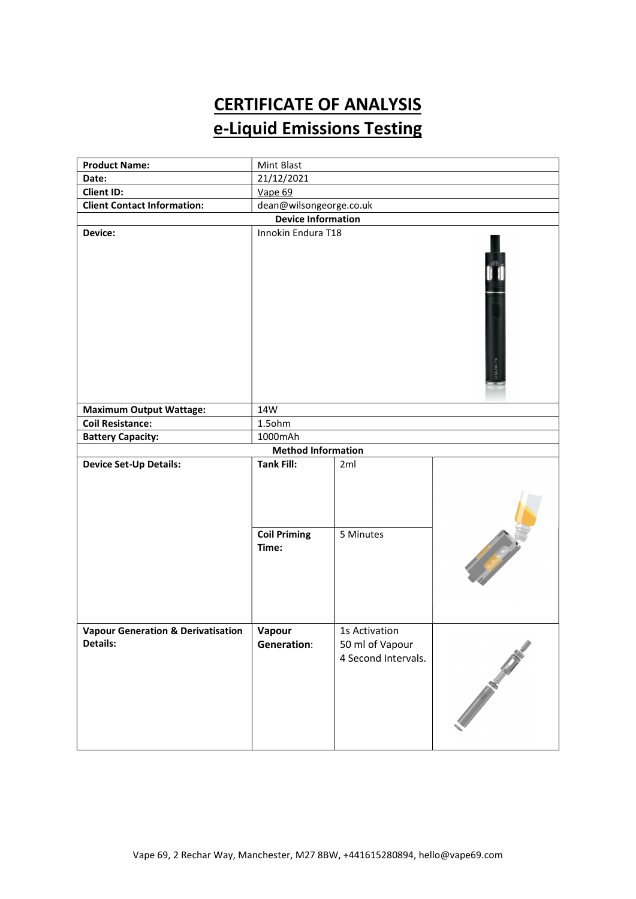# CERTIFICATE OF ANALYSIS
# e-Liquid Emissions Testing

| **Product Name:** | Mint Blast | | |
|---|---|---|---|
| **Date:** | 21/12/2021 | | |
| **Client ID:** | Vape 69 | | |
| **Client Contact Information:** | dean@wilsongeorge.co.uk | | |
| **Device Information** | | | |
| **Device:** | Innokin Endura T18 | | |
| **Maximum Output Wattage:** | 14W | | |
| **Coil Resistance:** | 1.5ohm | | |
| **Battery Capacity:** | 1000mAh | | |
| **Method Information** | | | |
| **Device Set-Up Details:** | **Tank Fill:** | 2ml | |
| | **Coil Priming Time:** | 5 Minutes | |
| **Vapour Generation & Derivatisation Details:** | **Vapour Generation:** | 1s Activation<br>50 ml of Vapour<br>4 Second Intervals. | |

Vape 69, 2 Rechar Way, Manchester, M27 8BW, +441615280894, hello@vape69.com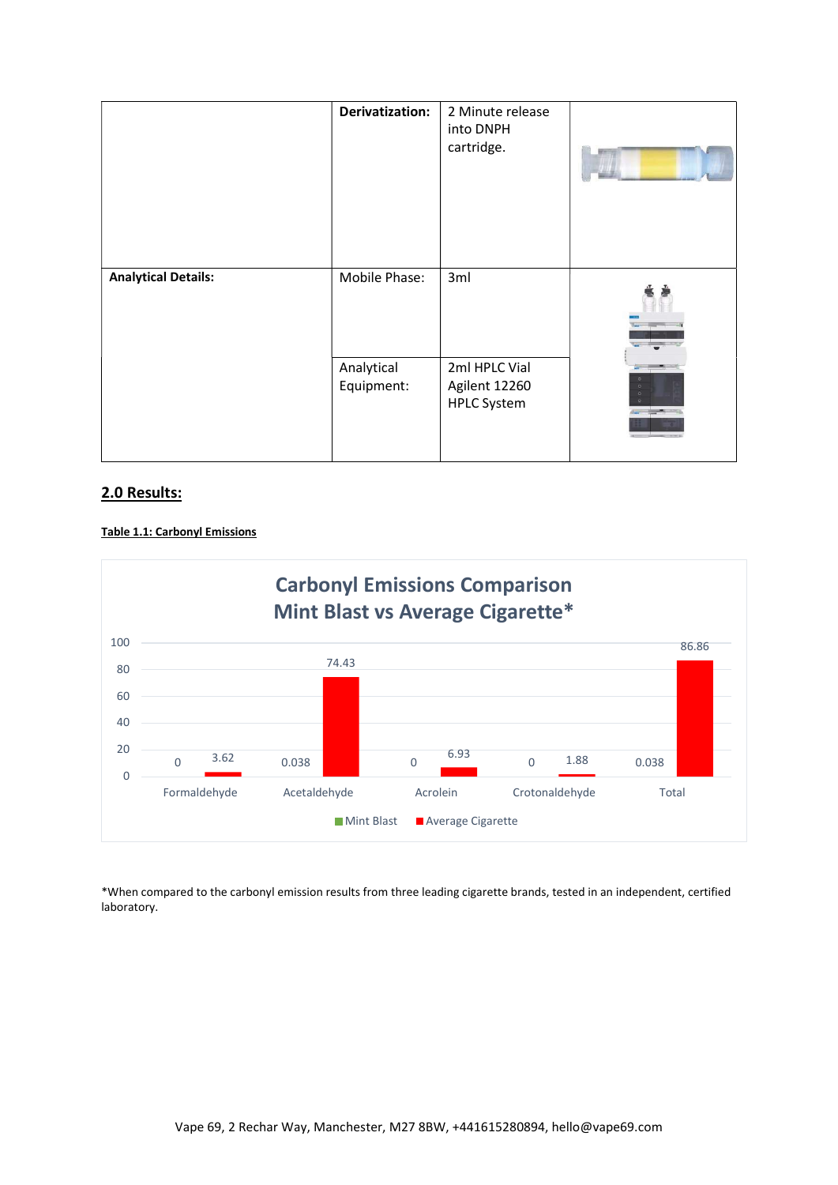|  | **Derivatization:** | 2 Minute release into DNPH cartridge. |  |
|---|---|---|---|
| **Analytical Details:** | Mobile Phase: | 3ml |  |
|  | Analytical Equipment: | 2ml HPLC Vial Agilent 12260 HPLC System |  |

## 2.0 Results:

**Table 1.1: Carbonyl Emissions**

**Carbonyl Emissions Comparison**
**Mint Blast vs Average Cigarette***

|  | Mint Blast | Average Cigarette |
|---|---|---|
| Formaldehyde | 0 | 3.62 |
| Acetaldehyde | 0.038 | 74.43 |
| Acrolein | 0 | 6.93 |
| Crotonaldehyde | 0 | 1.88 |
| Total | 0.038 | 86.86 |

*When compared to the carbonyl emission results from three leading cigarette brands, tested in an independent, certified laboratory.

Vape 69, 2 Rechar Way, Manchester, M27 8BW, +441615280894, hello@vape69.com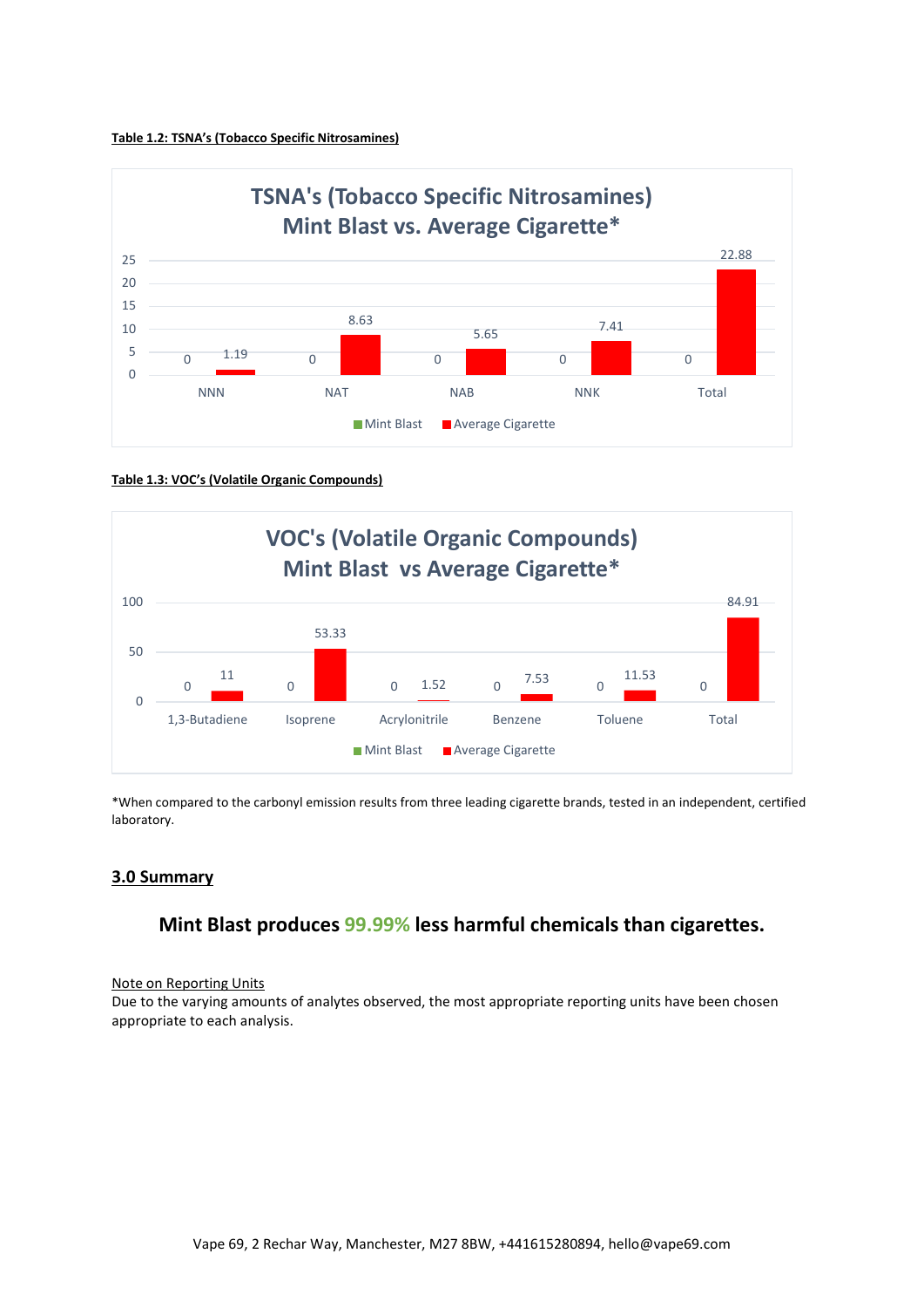**Table 1.2: TSNA's (Tobacco Specific Nitrosamines)**

TSNA's (Tobacco Specific Nitrosamines)
Mint Blast vs. Average Cigarette*

25
20
15
10
5
0

0
1.19
NNN

0
8.63
NAT

0
5.65
NAB

0
7.41
NNK

0
22.88
Total

Mint Blast
Average Cigarette

**Table 1.3: VOC's (Volatile Organic Compounds)**

VOC's (Volatile Organic Compounds)
Mint Blast vs Average Cigarette*

100
50
0

0
11
1,3-Butadiene

0
53.33
Isoprene

0
1.52
Acrylonitrile

0
7.53
Benzene

0
11.53
Toluene

0
84.91
Total

Mint Blast
Average Cigarette

*When compared to the carbonyl emission results from three leading cigarette brands, tested in an independent, certified laboratory.

## 3.0 Summary

### Mint Blast produces 99.99% less harmful chemicals than cigarettes.

Note on Reporting Units

Due to the varying amounts of analytes observed, the most appropriate reporting units have been chosen appropriate to each analysis.

Vape 69, 2 Rechar Way, Manchester, M27 8BW, +441615280894, hello@vape69.com